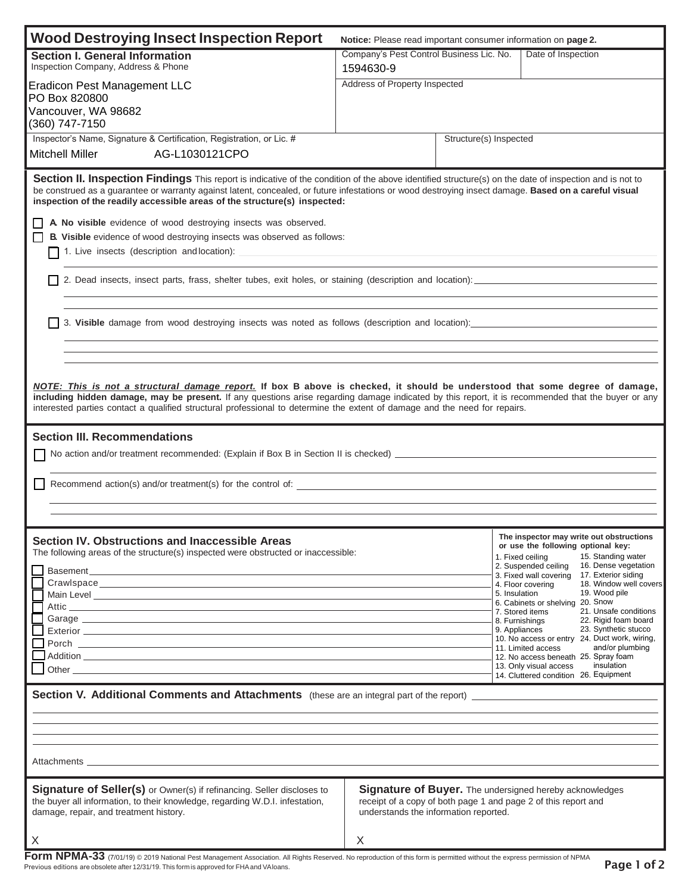# Wood Destroying Insect Inspection Report

**Notice:** Please read important consumer information on **page 2.**

## Section I. General Information

| Inspection Company, Address & Phone | Company's Pest Control Business Lic. No. | Date of Inspection |
|---|---|---|
| Eradicon Pest Management LLC<br>PO Box 820800<br>Vancouver, WA 98682<br>(360) 747-7150 | 1594630-9 | |
| | Address of Property Inspected | |
| Inspector's Name, Signature & Certification, Registration, or Lic. # | Structure(s) Inspected | |
| Mitchell Miller AG-L1030121CPO | | |

## Section II. Inspection Findings

This report is indicative of the condition of the above identified structure(s) on the date of inspection and is not to be construed as a guarantee or warranty against latent, concealed, or future infestations or wood destroying insect damage. **Based on a careful visual inspection of the readily accessible areas of the structure(s) inspected:**

- ☐ **A. No visible** evidence of wood destroying insects was observed.
- ☐ **B. Visible** evidence of wood destroying insects was observed as follows:
  - ☐ 1. Live insects (description and location): ______
  - ☐ 2. Dead insects, insect parts, frass, shelter tubes, exit holes, or staining (description and location): ______
  - ☐ 3. **Visible** damage from wood destroying insects was noted as follows (description and location): ______

***NOTE: This is not a structural damage report.*** **If box B above is checked, it should be understood that some degree of damage, including hidden damage, may be present.** If any questions arise regarding damage indicated by this report, it is recommended that the buyer or any interested parties contact a qualified structural professional to determine the extent of damage and the need for repairs.

## Section III. Recommendations

- ☐ No action and/or treatment recommended: (Explain if Box B in Section II is checked) ______
- ☐ Recommend action(s) and/or treatment(s) for the control of: ______

## Section IV. Obstructions and Inaccessible Areas

The following areas of the structure(s) inspected were obstructed or inaccessible:

- ☐ Basement ______
- ☐ Crawlspace ______
- ☐ Main Level ______
- ☐ Attic ______
- ☐ Garage ______
- ☐ Exterior ______
- ☐ Porch ______
- ☐ Addition ______
- ☐ Other ______

**The inspector may write out obstructions or use the following optional key:**

1. Fixed ceiling
2. Suspended ceiling
3. Fixed wall covering
4. Floor covering
5. Insulation
6. Cabinets or shelving
7. Stored items
8. Furnishings
9. Appliances
10. No access or entry
11. Limited access
12. No access beneath
13. Only visual access
14. Cluttered condition
15. Standing water
16. Dense vegetation
17. Exterior siding
18. Window well covers
19. Wood pile
20. Snow
21. Unsafe conditions
22. Rigid foam board
23. Synthetic stucco
24. Duct work, wiring, and/or plumbing
25. Spray foam insulation
26. Equipment

## Section V. Additional Comments and Attachments

(these are an integral part of the report) ______

Attachments ______

**Signature of Seller(s)** or Owner(s) if refinancing. Seller discloses to the buyer all information, to their knowledge, regarding W.D.I. infestation, damage, repair, and treatment history.

X

**Signature of Buyer.** The undersigned hereby acknowledges receipt of a copy of both page 1 and page 2 of this report and understands the information reported.

X

**Form NPMA-33** (7/01/19) © 2019 National Pest Management Association. All Rights Reserved. No reproduction of this form is permitted without the express permission of NPMA
Previous editions are obsolete after 12/31/19. This form is approved for FHA and VA loans.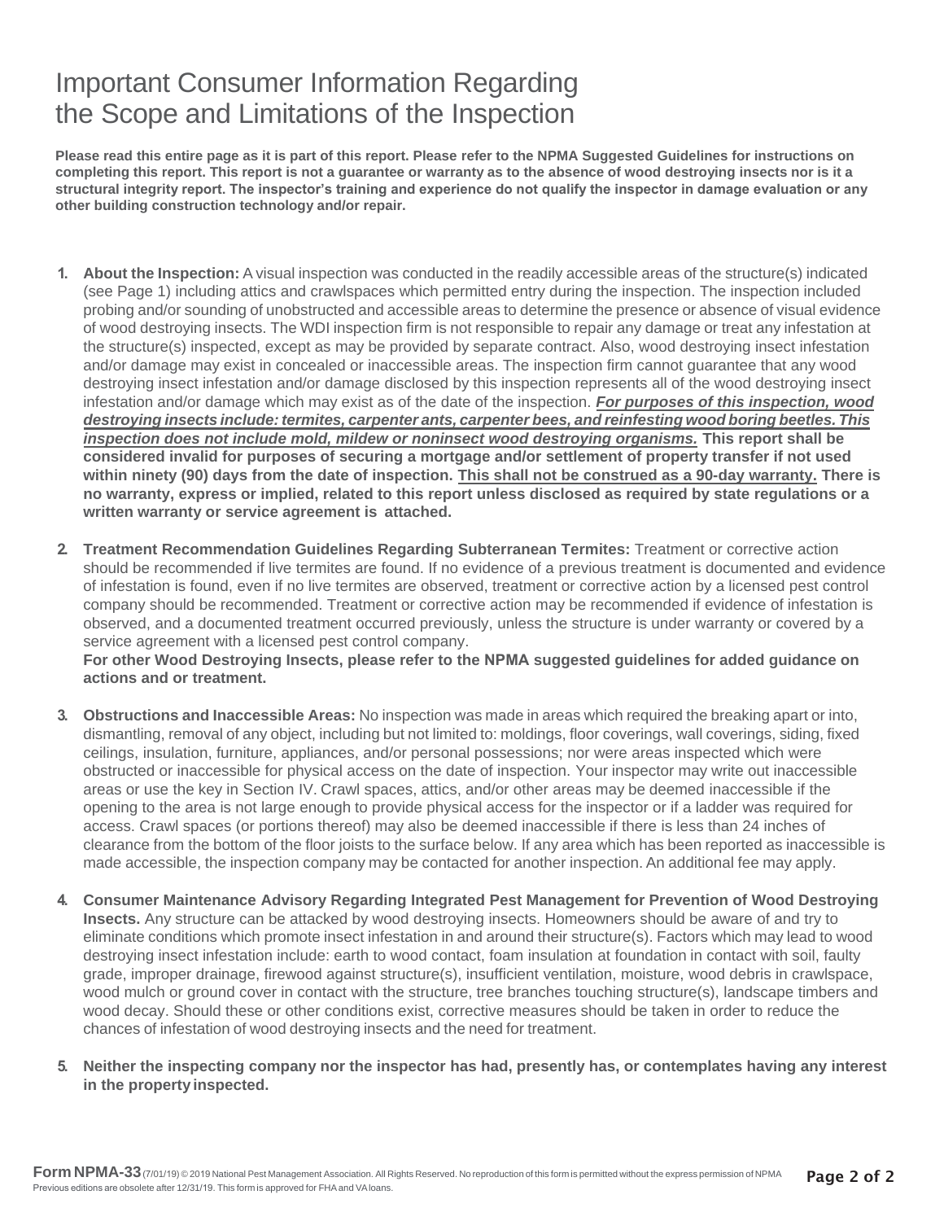# Important Consumer Information Regarding the Scope and Limitations of the Inspection

**Please read this entire page as it is part of this report. Please refer to the NPMA Suggested Guidelines for instructions on completing this report. This report is not a guarantee or warranty as to the absence of wood destroying insects nor is it a structural integrity report. The inspector's training and experience do not qualify the inspector in damage evaluation or any other building construction technology and/or repair.**

1. **About the Inspection:** A visual inspection was conducted in the readily accessible areas of the structure(s) indicated (see Page 1) including attics and crawlspaces which permitted entry during the inspection. The inspection included probing and/or sounding of unobstructed and accessible areas to determine the presence or absence of visual evidence of wood destroying insects. The WDI inspection firm is not responsible to repair any damage or treat any infestation at the structure(s) inspected, except as may be provided by separate contract. Also, wood destroying insect infestation and/or damage may exist in concealed or inaccessible areas. The inspection firm cannot guarantee that any wood destroying insect infestation and/or damage disclosed by this inspection represents all of the wood destroying insect infestation and/or damage which may exist as of the date of the inspection. ***For purposes of this inspection, wood destroying insects include: termites, carpenter ants, carpenter bees, and reinfesting wood boring beetles. This inspection does not include mold, mildew or noninsect wood destroying organisms.*** **This report shall be considered invalid for purposes of securing a mortgage and/or settlement of property transfer if not used within ninety (90) days from the date of inspection. This shall not be construed as a 90-day warranty. There is no warranty, express or implied, related to this report unless disclosed as required by state regulations or a written warranty or service agreement is attached.**

2. **Treatment Recommendation Guidelines Regarding Subterranean Termites:** Treatment or corrective action should be recommended if live termites are found. If no evidence of a previous treatment is documented and evidence of infestation is found, even if no live termites are observed, treatment or corrective action by a licensed pest control company should be recommended. Treatment or corrective action may be recommended if evidence of infestation is observed, and a documented treatment occurred previously, unless the structure is under warranty or covered by a service agreement with a licensed pest control company.
   **For other Wood Destroying Insects, please refer to the NPMA suggested guidelines for added guidance on actions and or treatment.**

3. **Obstructions and Inaccessible Areas:** No inspection was made in areas which required the breaking apart or into, dismantling, removal of any object, including but not limited to: moldings, floor coverings, wall coverings, siding, fixed ceilings, insulation, furniture, appliances, and/or personal possessions; nor were areas inspected which were obstructed or inaccessible for physical access on the date of inspection. Your inspector may write out inaccessible areas or use the key in Section IV. Crawl spaces, attics, and/or other areas may be deemed inaccessible if the opening to the area is not large enough to provide physical access for the inspector or if a ladder was required for access. Crawl spaces (or portions thereof) may also be deemed inaccessible if there is less than 24 inches of clearance from the bottom of the floor joists to the surface below. If any area which has been reported as inaccessible is made accessible, the inspection company may be contacted for another inspection. An additional fee may apply.

4. **Consumer Maintenance Advisory Regarding Integrated Pest Management for Prevention of Wood Destroying Insects.** Any structure can be attacked by wood destroying insects. Homeowners should be aware of and try to eliminate conditions which promote insect infestation in and around their structure(s). Factors which may lead to wood destroying insect infestation include: earth to wood contact, foam insulation at foundation in contact with soil, faulty grade, improper drainage, firewood against structure(s), insufficient ventilation, moisture, wood debris in crawlspace, wood mulch or ground cover in contact with the structure, tree branches touching structure(s), landscape timbers and wood decay. Should these or other conditions exist, corrective measures should be taken in order to reduce the chances of infestation of wood destroying insects and the need for treatment.

5. **Neither the inspecting company nor the inspector has had, presently has, or contemplates having any interest in the property inspected.**

**Form NPMA-33** (7/01/19) © 2019 National Pest Management Association. All Rights Reserved. No reproduction of this form is permitted without the express permission of NPMA
Previous editions are obsolete after 12/31/19. This form is approved for FHA and VA loans.